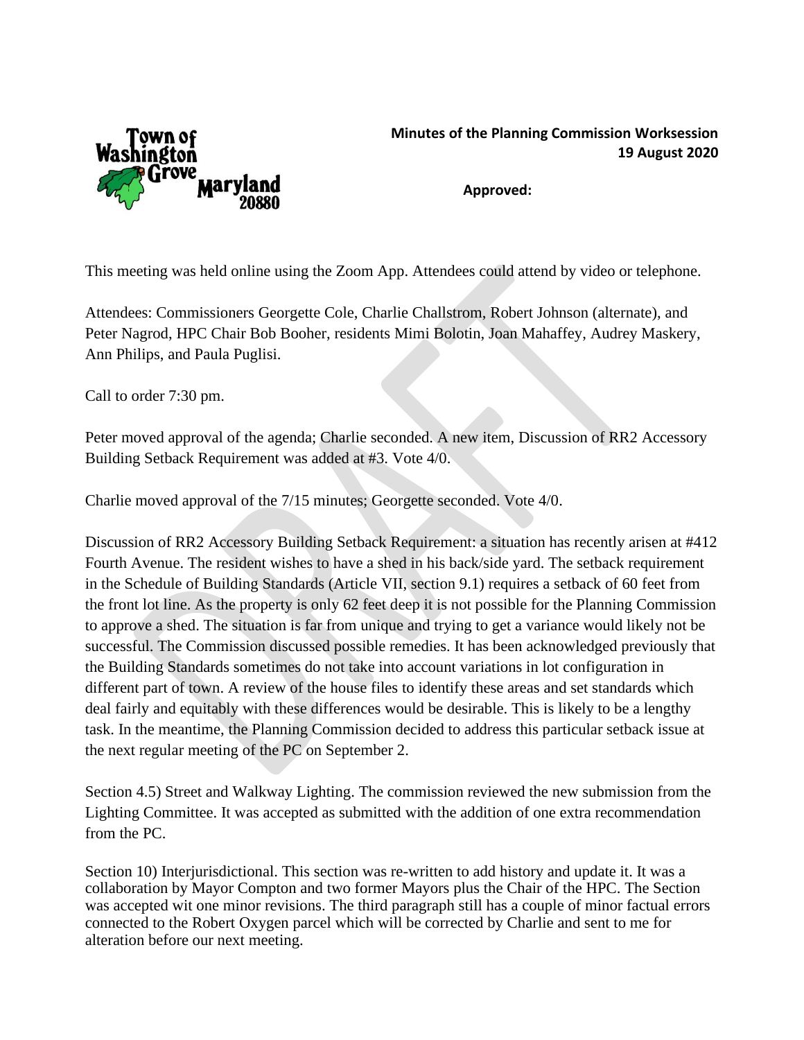**Town of Washington Grove Maryland 20880**

**Minutes of the Planning Commission Worksession**
**19 August 2020**

**Approved:**

This meeting was held online using the Zoom App. Attendees could attend by video or telephone.

Attendees: Commissioners Georgette Cole, Charlie Challstrom, Robert Johnson (alternate), and Peter Nagrod, HPC Chair Bob Booher, residents Mimi Bolotin, Joan Mahaffey, Audrey Maskery, Ann Philips, and Paula Puglisi.

Call to order 7:30 pm.

Peter moved approval of the agenda; Charlie seconded. A new item, Discussion of RR2 Accessory Building Setback Requirement was added at #3. Vote 4/0.

Charlie moved approval of the 7/15 minutes; Georgette seconded. Vote 4/0.

Discussion of RR2 Accessory Building Setback Requirement: a situation has recently arisen at #412 Fourth Avenue. The resident wishes to have a shed in his back/side yard. The setback requirement in the Schedule of Building Standards (Article VII, section 9.1) requires a setback of 60 feet from the front lot line. As the property is only 62 feet deep it is not possible for the Planning Commission to approve a shed. The situation is far from unique and trying to get a variance would likely not be successful. The Commission discussed possible remedies. It has been acknowledged previously that the Building Standards sometimes do not take into account variations in lot configuration in different part of town. A review of the house files to identify these areas and set standards which deal fairly and equitably with these differences would be desirable. This is likely to be a lengthy task. In the meantime, the Planning Commission decided to address this particular setback issue at the next regular meeting of the PC on September 2.

Section 4.5) Street and Walkway Lighting. The commission reviewed the new submission from the Lighting Committee. It was accepted as submitted with the addition of one extra recommendation from the PC.

Section 10) Interjurisdictional. This section was re-written to add history and update it. It was a collaboration by Mayor Compton and two former Mayors plus the Chair of the HPC. The Section was accepted wit one minor revisions. The third paragraph still has a couple of minor factual errors connected to the Robert Oxygen parcel which will be corrected by Charlie and sent to me for alteration before our next meeting.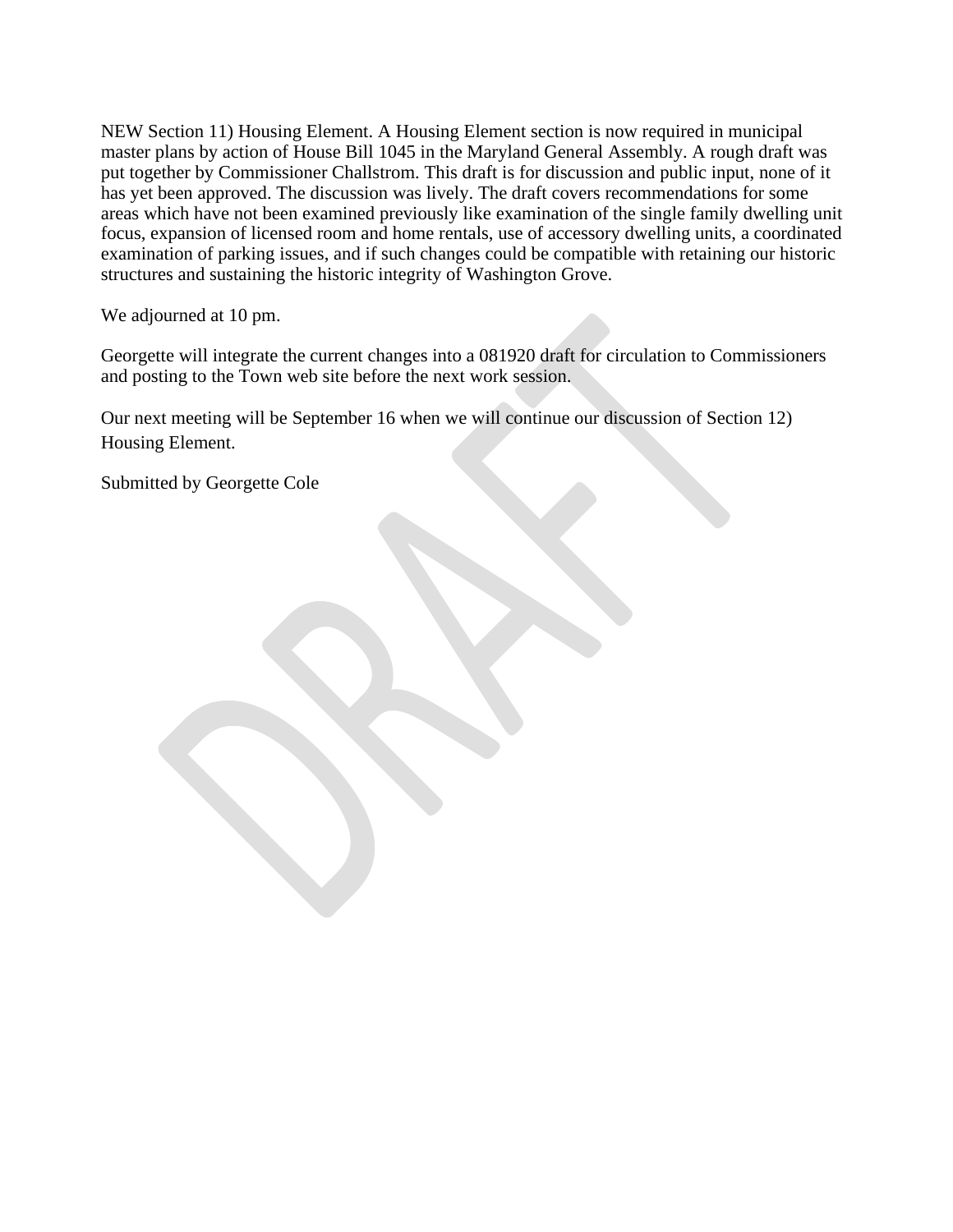NEW Section 11) Housing Element. A Housing Element section is now required in municipal master plans by action of House Bill 1045 in the Maryland General Assembly. A rough draft was put together by Commissioner Challstrom. This draft is for discussion and public input, none of it has yet been approved. The discussion was lively. The draft covers recommendations for some areas which have not been examined previously like examination of the single family dwelling unit focus, expansion of licensed room and home rentals, use of accessory dwelling units, a coordinated examination of parking issues, and if such changes could be compatible with retaining our historic structures and sustaining the historic integrity of Washington Grove.

We adjourned at 10 pm.

Georgette will integrate the current changes into a 081920 draft for circulation to Commissioners and posting to the Town web site before the next work session.

Our next meeting will be September 16 when we will continue our discussion of Section 12) Housing Element.

Submitted by Georgette Cole